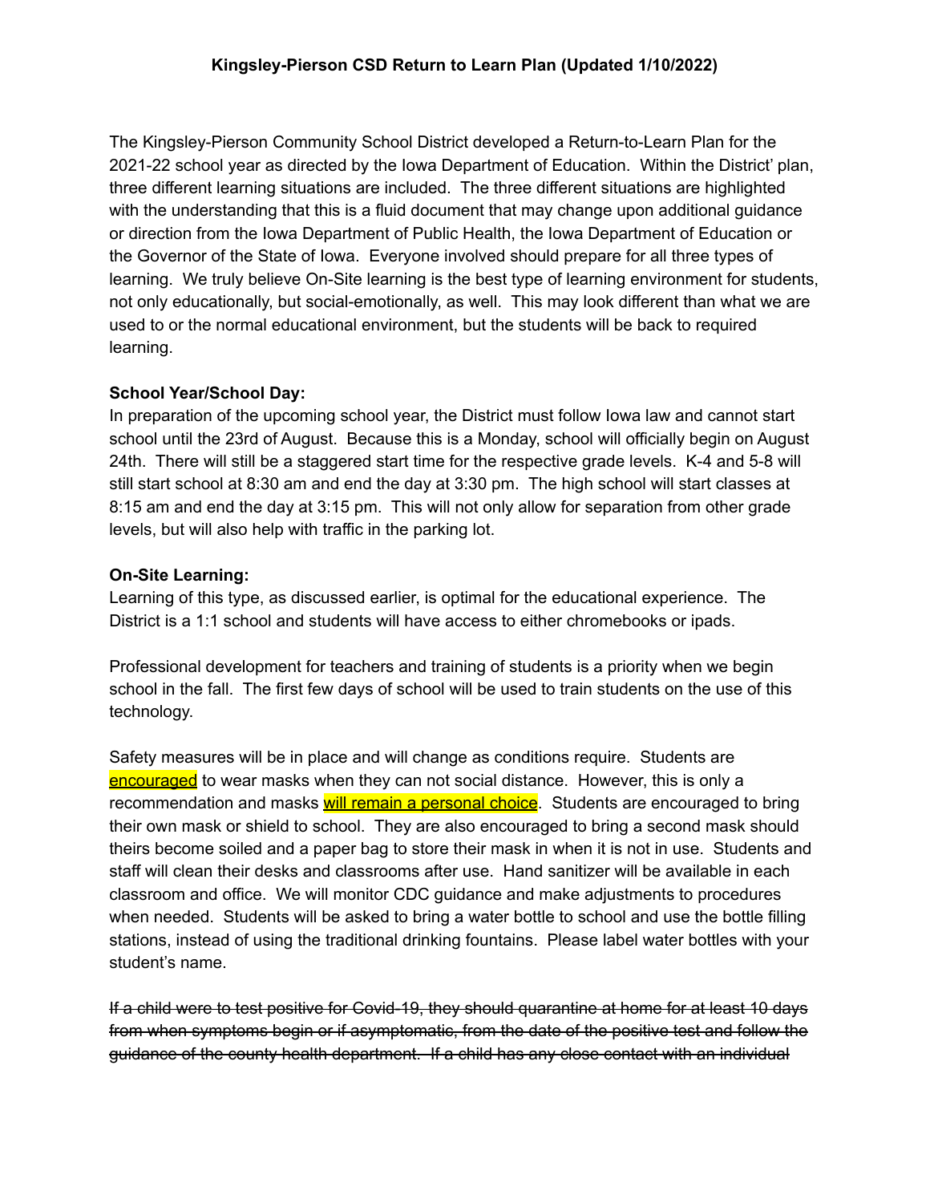# Kingsley-Pierson CSD Return to Learn Plan (Updated 1/10/2022)

The Kingsley-Pierson Community School District developed a Return-to-Learn Plan for the 2021-22 school year as directed by the Iowa Department of Education. Within the District' plan, three different learning situations are included. The three different situations are highlighted with the understanding that this is a fluid document that may change upon additional guidance or direction from the Iowa Department of Public Health, the Iowa Department of Education or the Governor of the State of Iowa. Everyone involved should prepare for all three types of learning. We truly believe On-Site learning is the best type of learning environment for students, not only educationally, but social-emotionally, as well. This may look different than what we are used to or the normal educational environment, but the students will be back to required learning.

**School Year/School Day:**

In preparation of the upcoming school year, the District must follow Iowa law and cannot start school until the 23rd of August. Because this is a Monday, school will officially begin on August 24th. There will still be a staggered start time for the respective grade levels. K-4 and 5-8 will still start school at 8:30 am and end the day at 3:30 pm. The high school will start classes at 8:15 am and end the day at 3:15 pm. This will not only allow for separation from other grade levels, but will also help with traffic in the parking lot.

**On-Site Learning:**

Learning of this type, as discussed earlier, is optimal for the educational experience. The District is a 1:1 school and students will have access to either chromebooks or ipads.

Professional development for teachers and training of students is a priority when we begin school in the fall. The first few days of school will be used to train students on the use of this technology.

Safety measures will be in place and will change as conditions require. Students are encouraged to wear masks when they can not social distance. However, this is only a recommendation and masks will remain a personal choice. Students are encouraged to bring their own mask or shield to school. They are also encouraged to bring a second mask should theirs become soiled and a paper bag to store their mask in when it is not in use. Students and staff will clean their desks and classrooms after use. Hand sanitizer will be available in each classroom and office. We will monitor CDC guidance and make adjustments to procedures when needed. Students will be asked to bring a water bottle to school and use the bottle filling stations, instead of using the traditional drinking fountains. Please label water bottles with your student's name.

~~If a child were to test positive for Covid-19, they should quarantine at home for at least 10 days from when symptoms begin or if asymptomatic, from the date of the positive test and follow the guidance of the county health department. If a child has any close contact with an individual~~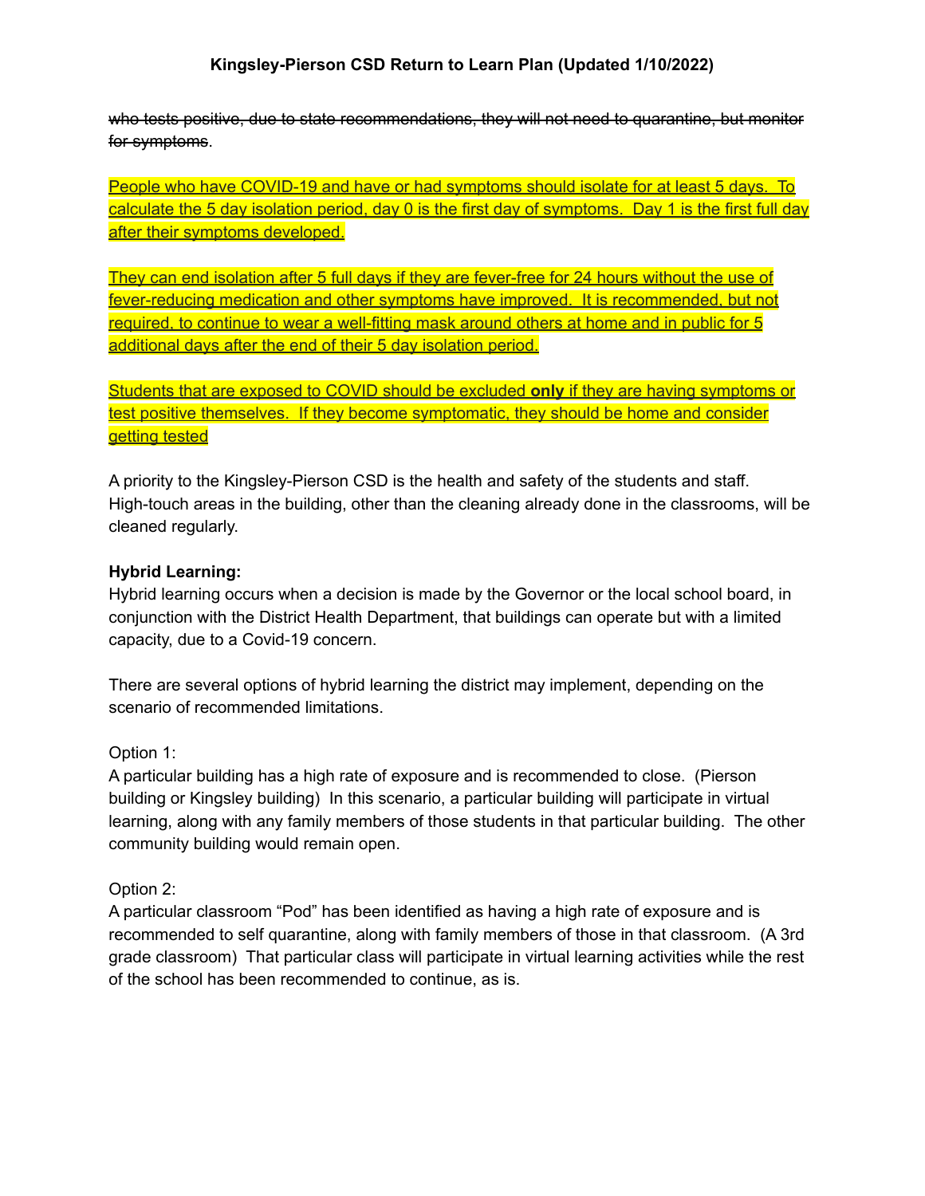~~who tests positive, due to state recommendations, they will not need to quarantine, but monitor for symptoms~~.

<u>People who have COVID-19 and have or had symptoms should isolate for at least 5 days. To calculate the 5 day isolation period, day 0 is the first day of symptoms. Day 1 is the first full day after their symptoms developed.</u>

<u>They can end isolation after 5 full days if they are fever-free for 24 hours without the use of fever-reducing medication and other symptoms have improved. It is recommended, but not required, to continue to wear a well-fitting mask around others at home and in public for 5 additional days after the end of their 5 day isolation period.</u>

<u>Students that are exposed to COVID should be excluded **only** if they are having symptoms or test positive themselves. If they become symptomatic, they should be home and consider getting tested</u>

A priority to the Kingsley-Pierson CSD is the health and safety of the students and staff. High-touch areas in the building, other than the cleaning already done in the classrooms, will be cleaned regularly.

**Hybrid Learning:**

Hybrid learning occurs when a decision is made by the Governor or the local school board, in conjunction with the District Health Department, that buildings can operate but with a limited capacity, due to a Covid-19 concern.

There are several options of hybrid learning the district may implement, depending on the scenario of recommended limitations.

Option 1:

A particular building has a high rate of exposure and is recommended to close. (Pierson building or Kingsley building) In this scenario, a particular building will participate in virtual learning, along with any family members of those students in that particular building. The other community building would remain open.

Option 2:

A particular classroom "Pod" has been identified as having a high rate of exposure and is recommended to self quarantine, along with family members of those in that classroom. (A 3rd grade classroom) That particular class will participate in virtual learning activities while the rest of the school has been recommended to continue, as is.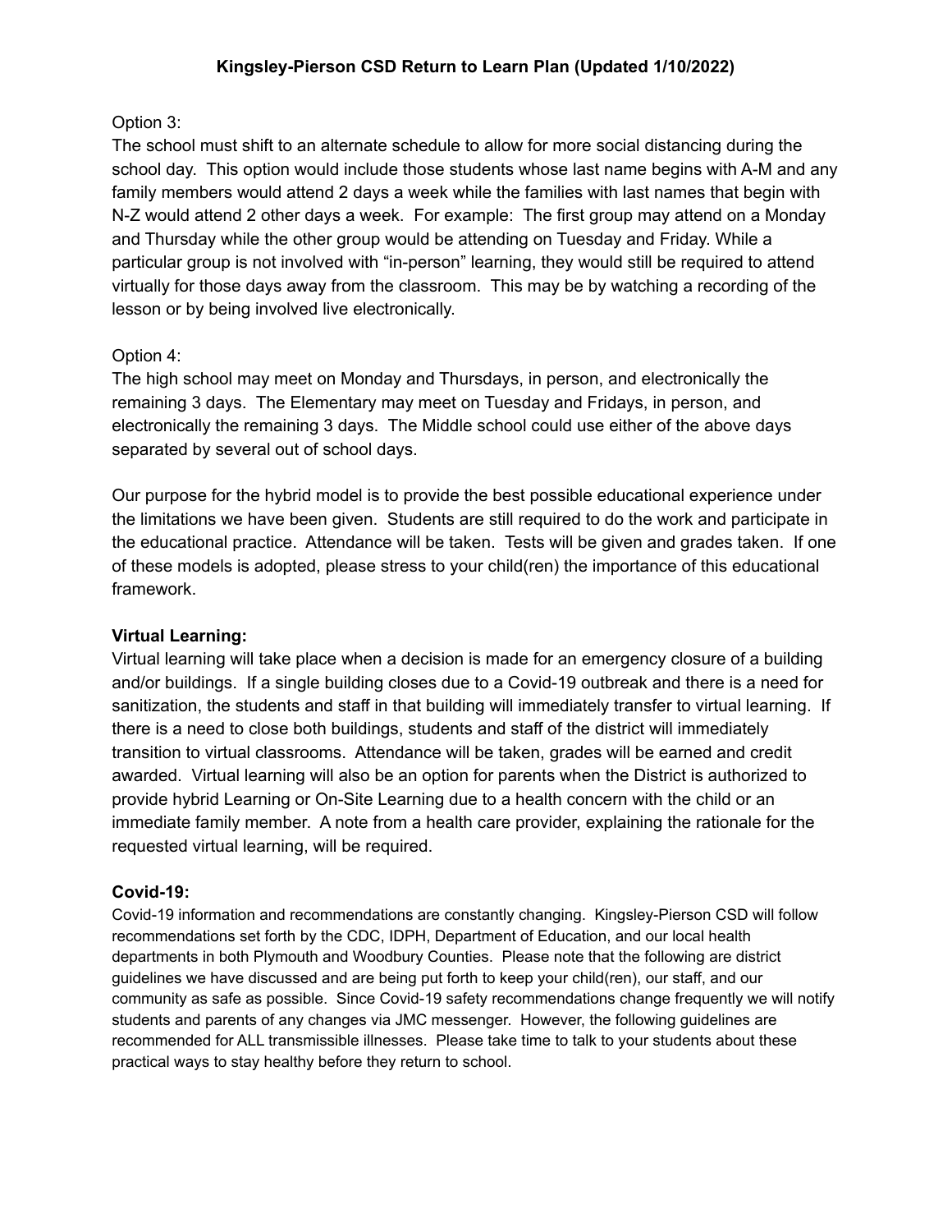Option 3:

The school must shift to an alternate schedule to allow for more social distancing during the school day. This option would include those students whose last name begins with A-M and any family members would attend 2 days a week while the families with last names that begin with N-Z would attend 2 other days a week. For example: The first group may attend on a Monday and Thursday while the other group would be attending on Tuesday and Friday. While a particular group is not involved with "in-person" learning, they would still be required to attend virtually for those days away from the classroom. This may be by watching a recording of the lesson or by being involved live electronically.

Option 4:

The high school may meet on Monday and Thursdays, in person, and electronically the remaining 3 days. The Elementary may meet on Tuesday and Fridays, in person, and electronically the remaining 3 days. The Middle school could use either of the above days separated by several out of school days.

Our purpose for the hybrid model is to provide the best possible educational experience under the limitations we have been given. Students are still required to do the work and participate in the educational practice. Attendance will be taken. Tests will be given and grades taken. If one of these models is adopted, please stress to your child(ren) the importance of this educational framework.

**Virtual Learning:**

Virtual learning will take place when a decision is made for an emergency closure of a building and/or buildings. If a single building closes due to a Covid-19 outbreak and there is a need for sanitization, the students and staff in that building will immediately transfer to virtual learning. If there is a need to close both buildings, students and staff of the district will immediately transition to virtual classrooms. Attendance will be taken, grades will be earned and credit awarded. Virtual learning will also be an option for parents when the District is authorized to provide hybrid Learning or On-Site Learning due to a health concern with the child or an immediate family member. A note from a health care provider, explaining the rationale for the requested virtual learning, will be required.

**Covid-19:**

Covid-19 information and recommendations are constantly changing. Kingsley-Pierson CSD will follow recommendations set forth by the CDC, IDPH, Department of Education, and our local health departments in both Plymouth and Woodbury Counties. Please note that the following are district guidelines we have discussed and are being put forth to keep your child(ren), our staff, and our community as safe as possible. Since Covid-19 safety recommendations change frequently we will notify students and parents of any changes via JMC messenger. However, the following guidelines are recommended for ALL transmissible illnesses. Please take time to talk to your students about these practical ways to stay healthy before they return to school.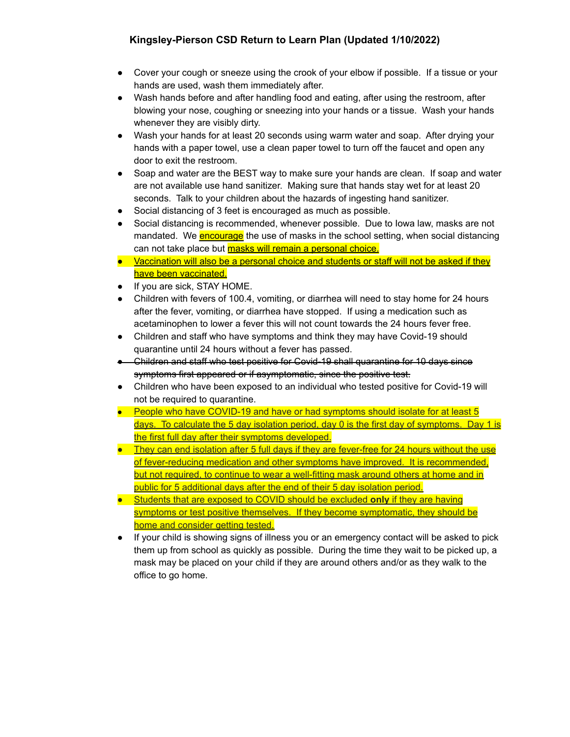### Kingsley-Pierson CSD Return to Learn Plan (Updated 1/10/2022)

- Cover your cough or sneeze using the crook of your elbow if possible. If a tissue or your hands are used, wash them immediately after.
- Wash hands before and after handling food and eating, after using the restroom, after blowing your nose, coughing or sneezing into your hands or a tissue. Wash your hands whenever they are visibly dirty.
- Wash your hands for at least 20 seconds using warm water and soap. After drying your hands with a paper towel, use a clean paper towel to turn off the faucet and open any door to exit the restroom.
- Soap and water are the BEST way to make sure your hands are clean. If soap and water are not available use hand sanitizer. Making sure that hands stay wet for at least 20 seconds. Talk to your children about the hazards of ingesting hand sanitizer.
- Social distancing of 3 feet is encouraged as much as possible.
- Social distancing is recommended, whenever possible. Due to Iowa law, masks are not mandated. We encourage the use of masks in the school setting, when social distancing can not take place but masks will remain a personal choice.
- Vaccination will also be a personal choice and students or staff will not be asked if they have been vaccinated.
- If you are sick, STAY HOME.
- Children with fevers of 100.4, vomiting, or diarrhea will need to stay home for 24 hours after the fever, vomiting, or diarrhea have stopped. If using a medication such as acetaminophen to lower a fever this will not count towards the 24 hours fever free.
- Children and staff who have symptoms and think they may have Covid-19 should quarantine until 24 hours without a fever has passed.
- ~~Children and staff who test positive for Covid-19 shall quarantine for 10 days since symptoms first appeared or if asymptomatic, since the positive test.~~
- Children who have been exposed to an individual who tested positive for Covid-19 will not be required to quarantine.
- People who have COVID-19 and have or had symptoms should isolate for at least 5 days. To calculate the 5 day isolation period, day 0 is the first day of symptoms. Day 1 is the first full day after their symptoms developed.
- They can end isolation after 5 full days if they are fever-free for 24 hours without the use of fever-reducing medication and other symptoms have improved. It is recommended, but not required, to continue to wear a well-fitting mask around others at home and in public for 5 additional days after the end of their 5 day isolation period.
- Students that are exposed to COVID should be excluded **only** if they are having symptoms or test positive themselves. If they become symptomatic, they should be home and consider getting tested.
- If your child is showing signs of illness you or an emergency contact will be asked to pick them up from school as quickly as possible. During the time they wait to be picked up, a mask may be placed on your child if they are around others and/or as they walk to the office to go home.